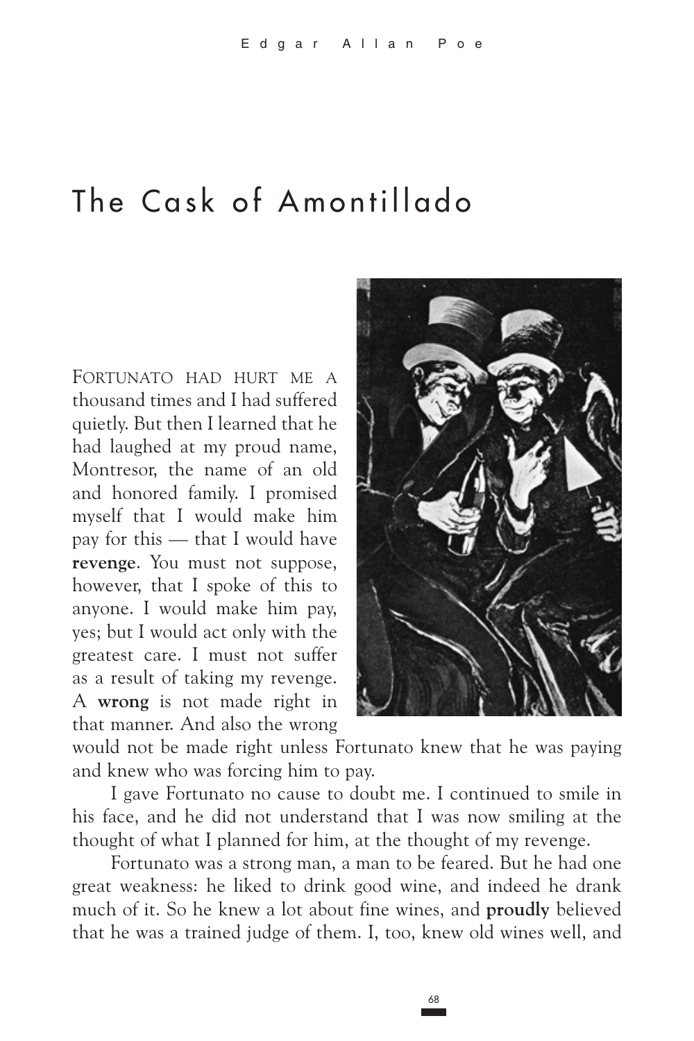# The Cask of Amontillado

FORTUNATO HAD HURT ME A thousand times and I had suffered quietly. But then I learned that he had laughed at my proud name, Montresor, the name of an old and honored family. I promised myself that I would make him pay for this — that I would have **revenge**. You must not suppose, however, that I spoke of this to anyone. I would make him pay, yes; but I would act only with the greatest care. I must not suffer as a result of taking my revenge. A **wrong** is not made right in that manner. And also the wrong would not be made right unless Fortunato knew that he was paying and knew who was forcing him to pay.

I gave Fortunato no cause to doubt me. I continued to smile in his face, and he did not understand that I was now smiling at the thought of what I planned for him, at the thought of my revenge.

Fortunato was a strong man, a man to be feared. But he had one great weakness: he liked to drink good wine, and indeed he drank much of it. So he knew a lot about fine wines, and **proudly** believed that he was a trained judge of them. I, too, knew old wines well, and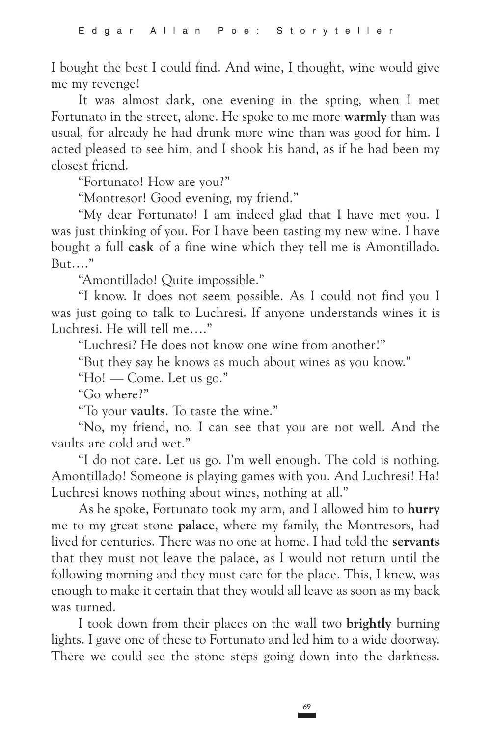I bought the best I could find. And wine, I thought, wine would give me my revenge!

It was almost dark, one evening in the spring, when I met Fortunato in the street, alone. He spoke to me more **warmly** than was usual, for already he had drunk more wine than was good for him. I acted pleased to see him, and I shook his hand, as if he had been my closest friend.

"Fortunato! How are you?"

"Montresor! Good evening, my friend."

"My dear Fortunato! I am indeed glad that I have met you. I was just thinking of you. For I have been tasting my new wine. I have bought a full **cask** of a fine wine which they tell me is Amontillado. But…."

"Amontillado! Quite impossible."

"I know. It does not seem possible. As I could not find you I was just going to talk to Luchresi. If anyone understands wines it is Luchresi. He will tell me…."

"Luchresi? He does not know one wine from another!"

"But they say he knows as much about wines as you know."

"Ho! — Come. Let us go."

"Go where?"

"To your **vaults**. To taste the wine."

"No, my friend, no. I can see that you are not well. And the vaults are cold and wet."

"I do not care. Let us go. I'm well enough. The cold is nothing. Amontillado! Someone is playing games with you. And Luchresi! Ha! Luchresi knows nothing about wines, nothing at all."

As he spoke, Fortunato took my arm, and I allowed him to **hurry** me to my great stone **palace**, where my family, the Montresors, had lived for centuries. There was no one at home. I had told the **servants** that they must not leave the palace, as I would not return until the following morning and they must care for the place. This, I knew, was enough to make it certain that they would all leave as soon as my back was turned.

I took down from their places on the wall two **brightly** burning lights. I gave one of these to Fortunato and led him to a wide doorway. There we could see the stone steps going down into the darkness.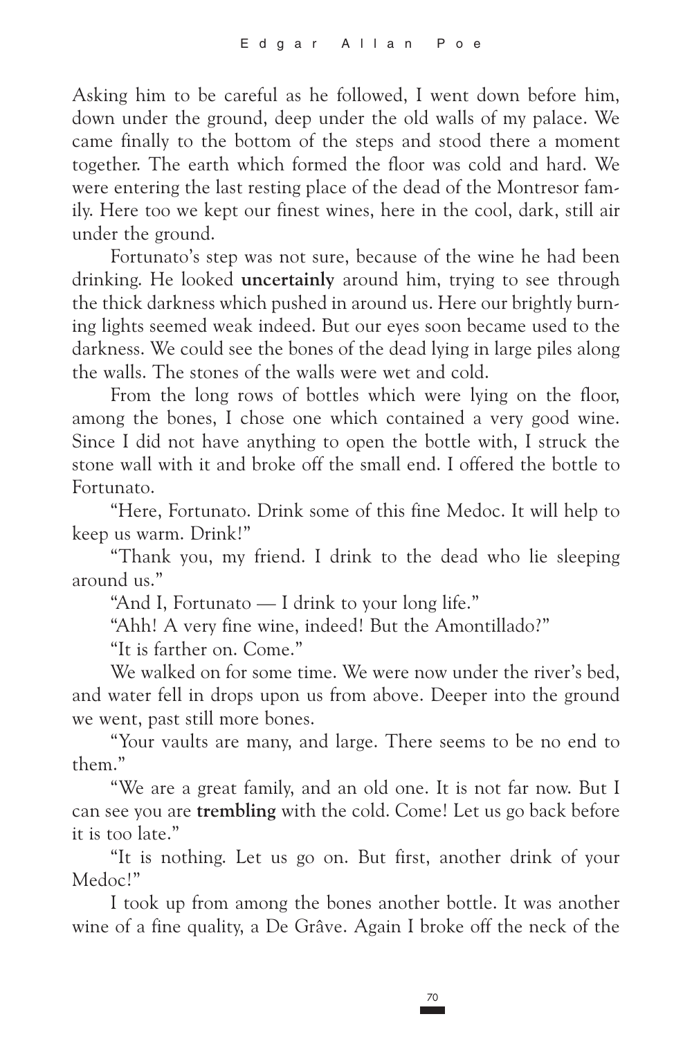Asking him to be careful as he followed, I went down before him, down under the ground, deep under the old walls of my palace. We came finally to the bottom of the steps and stood there a moment together. The earth which formed the floor was cold and hard. We were entering the last resting place of the dead of the Montresor family. Here too we kept our finest wines, here in the cool, dark, still air under the ground.

Fortunato's step was not sure, because of the wine he had been drinking. He looked **uncertainly** around him, trying to see through the thick darkness which pushed in around us. Here our brightly burning lights seemed weak indeed. But our eyes soon became used to the darkness. We could see the bones of the dead lying in large piles along the walls. The stones of the walls were wet and cold.

From the long rows of bottles which were lying on the floor, among the bones, I chose one which contained a very good wine. Since I did not have anything to open the bottle with, I struck the stone wall with it and broke off the small end. I offered the bottle to Fortunato.

"Here, Fortunato. Drink some of this fine Medoc. It will help to keep us warm. Drink!"

"Thank you, my friend. I drink to the dead who lie sleeping around us."

"And I, Fortunato — I drink to your long life."

"Ahh! A very fine wine, indeed! But the Amontillado?"

"It is farther on. Come."

We walked on for some time. We were now under the river's bed, and water fell in drops upon us from above. Deeper into the ground we went, past still more bones.

"Your vaults are many, and large. There seems to be no end to them."

"We are a great family, and an old one. It is not far now. But I can see you are **trembling** with the cold. Come! Let us go back before it is too late."

"It is nothing. Let us go on. But first, another drink of your Medoc!"

I took up from among the bones another bottle. It was another wine of a fine quality, a De Grâve. Again I broke off the neck of the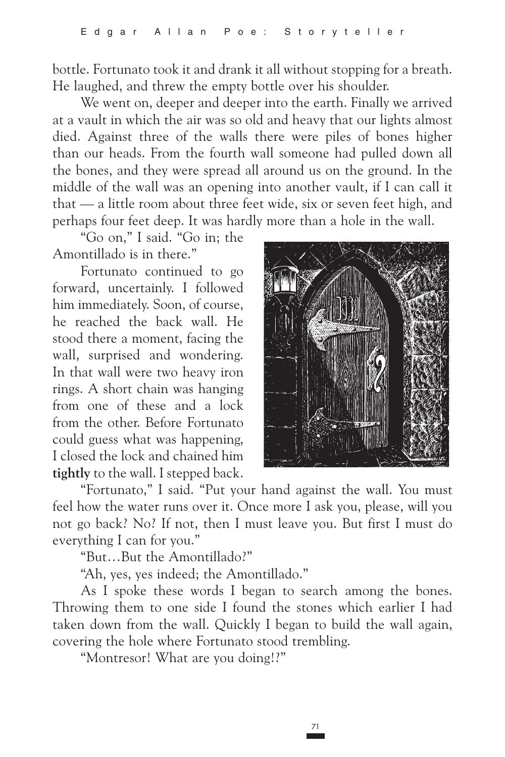bottle. Fortunato took it and drank it all without stopping for a breath. He laughed, and threw the empty bottle over his shoulder.

We went on, deeper and deeper into the earth. Finally we arrived at a vault in which the air was so old and heavy that our lights almost died. Against three of the walls there were piles of bones higher than our heads. From the fourth wall someone had pulled down all the bones, and they were spread all around us on the ground. In the middle of the wall was an opening into another vault, if I can call it that — a little room about three feet wide, six or seven feet high, and perhaps four feet deep. It was hardly more than a hole in the wall.

"Go on," I said. "Go in; the Amontillado is in there."

Fortunato continued to go forward, uncertainly. I followed him immediately. Soon, of course, he reached the back wall. He stood there a moment, facing the wall, surprised and wondering. In that wall were two heavy iron rings. A short chain was hanging from one of these and a lock from the other. Before Fortunato could guess what was happening, I closed the lock and chained him **tightly** to the wall. I stepped back.

"Fortunato," I said. "Put your hand against the wall. You must feel how the water runs over it. Once more I ask you, please, will you not go back? No? If not, then I must leave you. But first I must do everything I can for you."

"But…But the Amontillado?"

"Ah, yes, yes indeed; the Amontillado."

As I spoke these words I began to search among the bones. Throwing them to one side I found the stones which earlier I had taken down from the wall. Quickly I began to build the wall again, covering the hole where Fortunato stood trembling.

"Montresor! What are you doing!?"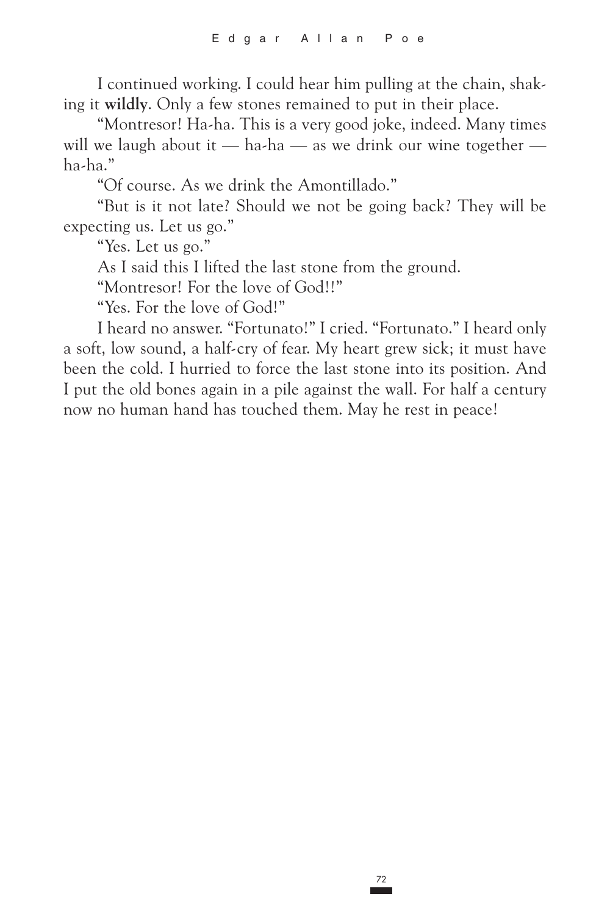I continued working. I could hear him pulling at the chain, shaking it **wildly**. Only a few stones remained to put in their place.

"Montresor! Ha-ha. This is a very good joke, indeed. Many times will we laugh about it — ha-ha — as we drink our wine together — ha-ha."

"Of course. As we drink the Amontillado."

"But is it not late? Should we not be going back? They will be expecting us. Let us go."

"Yes. Let us go."

As I said this I lifted the last stone from the ground.

"Montresor! For the love of God!!"

"Yes. For the love of God!"

I heard no answer. "Fortunato!" I cried. "Fortunato." I heard only a soft, low sound, a half-cry of fear. My heart grew sick; it must have been the cold. I hurried to force the last stone into its position. And I put the old bones again in a pile against the wall. For half a century now no human hand has touched them. May he rest in peace!